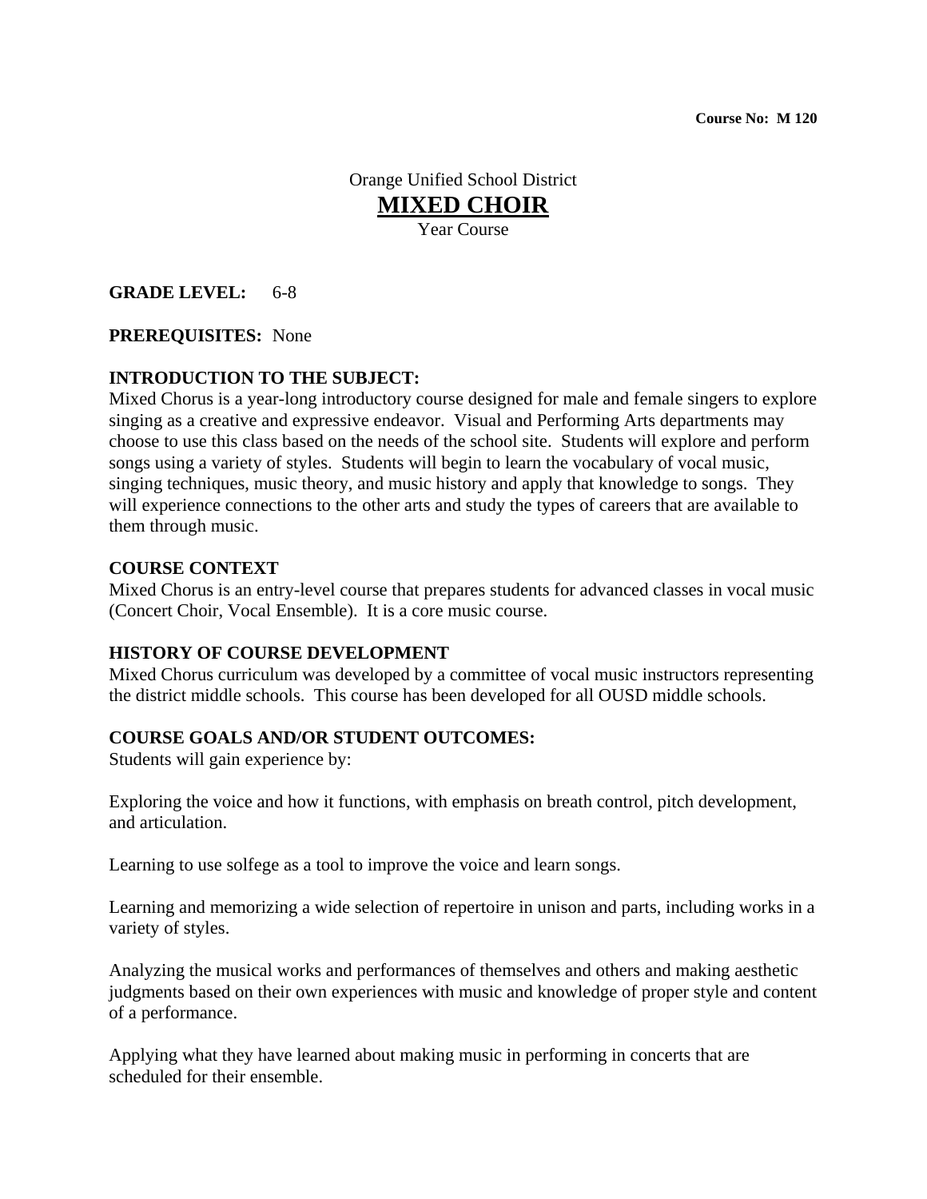**Course No: M 120**

# Orange Unified School District

# MIXED CHOIR

Year Course

**GRADE LEVEL:** 6-8

**PREREQUISITES:** None

**INTRODUCTION TO THE SUBJECT:**

Mixed Chorus is a year-long introductory course designed for male and female singers to explore singing as a creative and expressive endeavor. Visual and Performing Arts departments may choose to use this class based on the needs of the school site. Students will explore and perform songs using a variety of styles. Students will begin to learn the vocabulary of vocal music, singing techniques, music theory, and music history and apply that knowledge to songs. They will experience connections to the other arts and study the types of careers that are available to them through music.

**COURSE CONTEXT**

Mixed Chorus is an entry-level course that prepares students for advanced classes in vocal music (Concert Choir, Vocal Ensemble). It is a core music course.

**HISTORY OF COURSE DEVELOPMENT**

Mixed Chorus curriculum was developed by a committee of vocal music instructors representing the district middle schools. This course has been developed for all OUSD middle schools.

**COURSE GOALS AND/OR STUDENT OUTCOMES:**

Students will gain experience by:

Exploring the voice and how it functions, with emphasis on breath control, pitch development, and articulation.

Learning to use solfege as a tool to improve the voice and learn songs.

Learning and memorizing a wide selection of repertoire in unison and parts, including works in a variety of styles.

Analyzing the musical works and performances of themselves and others and making aesthetic judgments based on their own experiences with music and knowledge of proper style and content of a performance.

Applying what they have learned about making music in performing in concerts that are scheduled for their ensemble.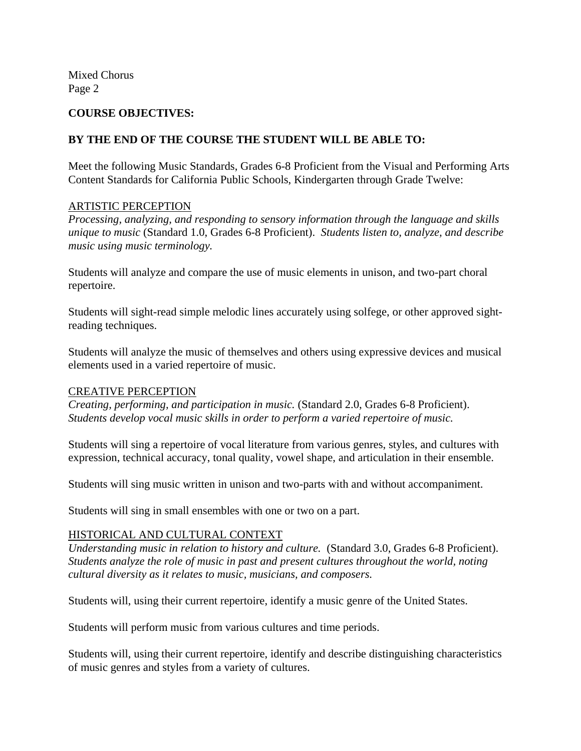**COURSE OBJECTIVES:**

**BY THE END OF THE COURSE THE STUDENT WILL BE ABLE TO:**

Meet the following Music Standards, Grades 6-8 Proficient from the Visual and Performing Arts Content Standards for California Public Schools, Kindergarten through Grade Twelve:

ARTISTIC PERCEPTION

*Processing, analyzing, and responding to sensory information through the language and skills unique to music* (Standard 1.0, Grades 6-8 Proficient). *Students listen to, analyze, and describe music using music terminology.*

Students will analyze and compare the use of music elements in unison, and two-part choral repertoire.

Students will sight-read simple melodic lines accurately using solfege, or other approved sight-reading techniques.

Students will analyze the music of themselves and others using expressive devices and musical elements used in a varied repertoire of music.

CREATIVE PERCEPTION

*Creating, performing, and participation in music.* (Standard 2.0, Grades 6-8 Proficient). *Students develop vocal music skills in order to perform a varied repertoire of music.*

Students will sing a repertoire of vocal literature from various genres, styles, and cultures with expression, technical accuracy, tonal quality, vowel shape, and articulation in their ensemble.

Students will sing music written in unison and two-parts with and without accompaniment.

Students will sing in small ensembles with one or two on a part.

HISTORICAL AND CULTURAL CONTEXT

*Understanding music in relation to history and culture.* (Standard 3.0, Grades 6-8 Proficient). *Students analyze the role of music in past and present cultures throughout the world, noting cultural diversity as it relates to music, musicians, and composers.*

Students will, using their current repertoire, identify a music genre of the United States.

Students will perform music from various cultures and time periods.

Students will, using their current repertoire, identify and describe distinguishing characteristics of music genres and styles from a variety of cultures.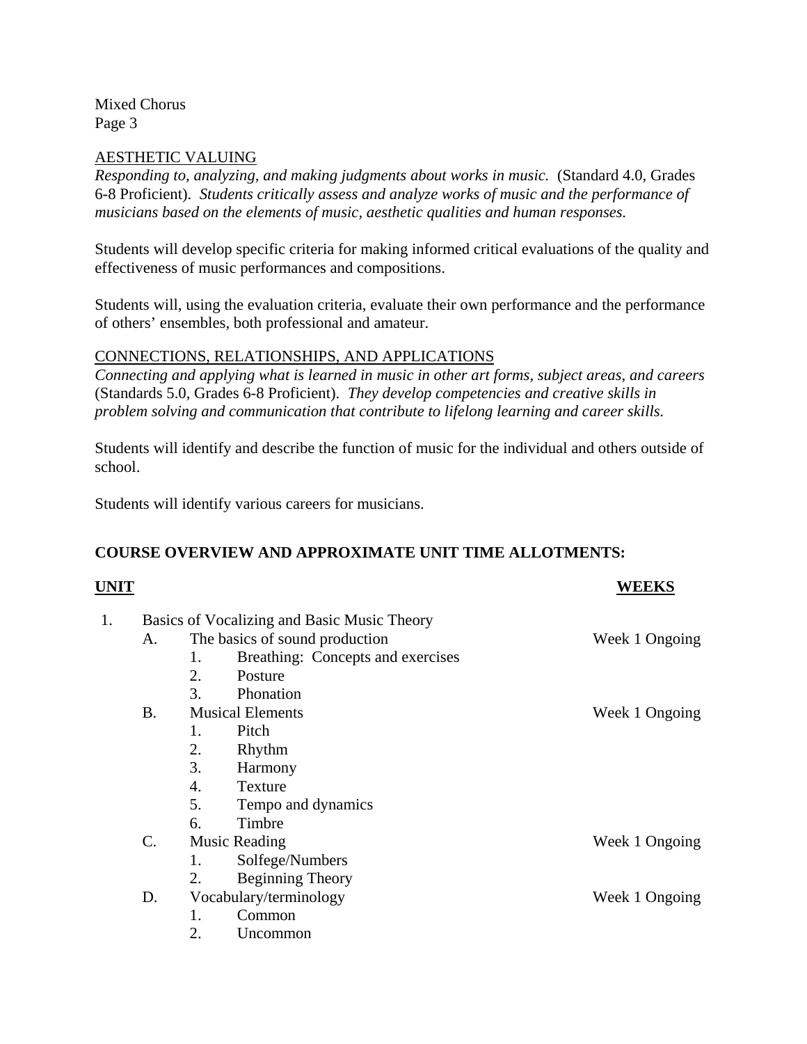## AESTHETIC VALUING

*Responding to, analyzing, and making judgments about works in music.* (Standard 4.0, Grades 6-8 Proficient). *Students critically assess and analyze works of music and the performance of musicians based on the elements of music, aesthetic qualities and human responses.*

Students will develop specific criteria for making informed critical evaluations of the quality and effectiveness of music performances and compositions.

Students will, using the evaluation criteria, evaluate their own performance and the performance of others' ensembles, both professional and amateur.

## CONNECTIONS, RELATIONSHIPS, AND APPLICATIONS

*Connecting and applying what is learned in music in other art forms, subject areas, and careers* (Standards 5.0, Grades 6-8 Proficient). *They develop competencies and creative skills in problem solving and communication that contribute to lifelong learning and career skills.*

Students will identify and describe the function of music for the individual and others outside of school.

Students will identify various careers for musicians.

## COURSE OVERVIEW AND APPROXIMATE UNIT TIME ALLOTMENTS:

| UNIT | WEEKS |
|---|---|
| 1. Basics of Vocalizing and Basic Music Theory | |
| A. The basics of sound production | Week 1 Ongoing |
| 1. Breathing: Concepts and exercises | |
| 2. Posture | |
| 3. Phonation | |
| B. Musical Elements | Week 1 Ongoing |
| 1. Pitch | |
| 2. Rhythm | |
| 3. Harmony | |
| 4. Texture | |
| 5. Tempo and dynamics | |
| 6. Timbre | |
| C. Music Reading | Week 1 Ongoing |
| 1. Solfege/Numbers | |
| 2. Beginning Theory | |
| D. Vocabulary/terminology | Week 1 Ongoing |
| 1. Common | |
| 2. Uncommon | |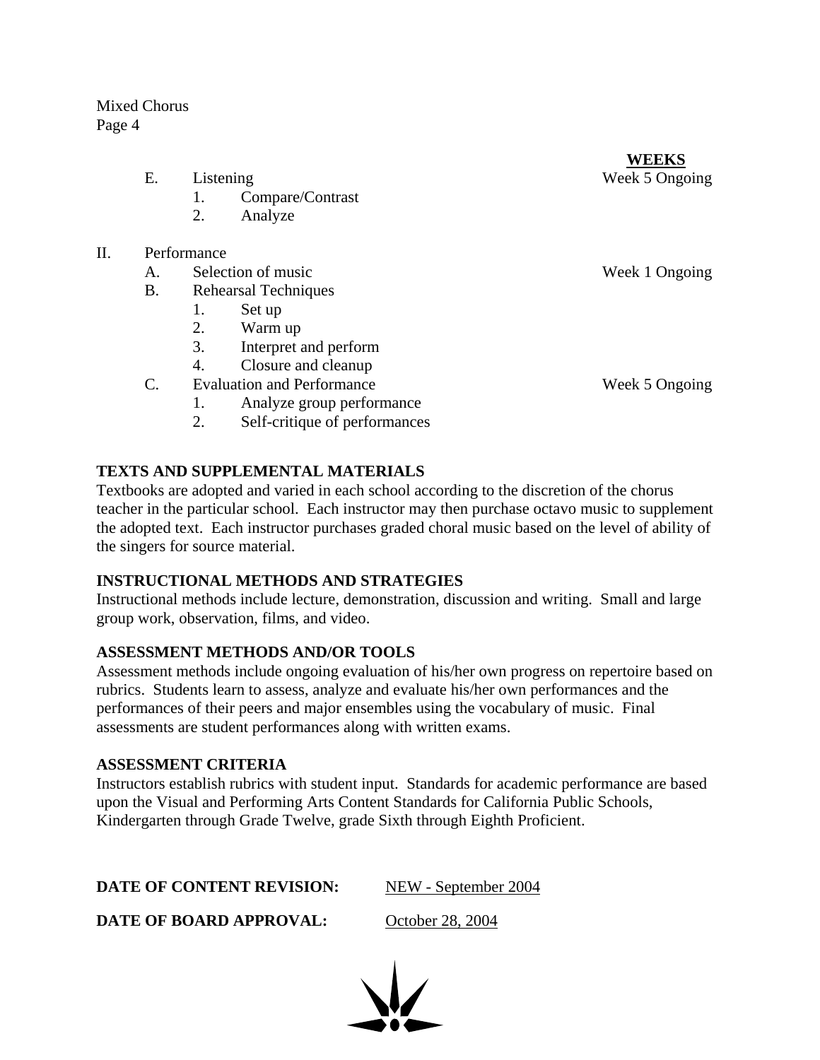**WEEKS**

E. Listening — Week 5 Ongoing
   1. Compare/Contrast
   2. Analyze

II. Performance
   A. Selection of music — Week 1 Ongoing
   B. Rehearsal Techniques
      1. Set up
      2. Warm up
      3. Interpret and perform
      4. Closure and cleanup
   C. Evaluation and Performance — Week 5 Ongoing
      1. Analyze group performance
      2. Self-critique of performances

**TEXTS AND SUPPLEMENTAL MATERIALS**

Textbooks are adopted and varied in each school according to the discretion of the chorus teacher in the particular school. Each instructor may then purchase octavo music to supplement the adopted text. Each instructor purchases graded choral music based on the level of ability of the singers for source material.

**INSTRUCTIONAL METHODS AND STRATEGIES**

Instructional methods include lecture, demonstration, discussion and writing. Small and large group work, observation, films, and video.

**ASSESSMENT METHODS AND/OR TOOLS**

Assessment methods include ongoing evaluation of his/her own progress on repertoire based on rubrics. Students learn to assess, analyze and evaluate his/her own performances and the performances of their peers and major ensembles using the vocabulary of music. Final assessments are student performances along with written exams.

**ASSESSMENT CRITERIA**

Instructors establish rubrics with student input. Standards for academic performance are based upon the Visual and Performing Arts Content Standards for California Public Schools, Kindergarten through Grade Twelve, grade Sixth through Eighth Proficient.

**DATE OF CONTENT REVISION:** NEW - September 2004

**DATE OF BOARD APPROVAL:** October 28, 2004